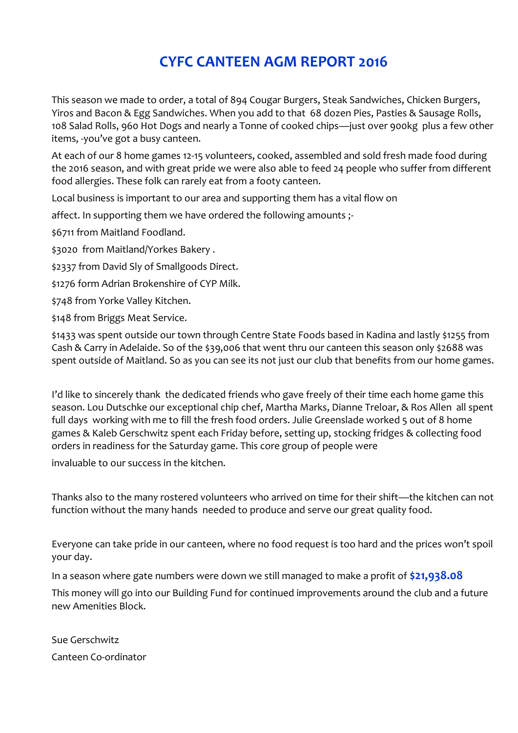# CYFC CANTEEN AGM REPORT 2016

This season we made to order, a total of 894 Cougar Burgers, Steak Sandwiches, Chicken Burgers, Yiros and Bacon & Egg Sandwiches. When you add to that 68 dozen Pies, Pasties & Sausage Rolls, 108 Salad Rolls, 960 Hot Dogs and nearly a Tonne of cooked chips—just over 900kg plus a few other items, -you've got a busy canteen.

At each of our 8 home games 12-15 volunteers, cooked, assembled and sold fresh made food during the 2016 season, and with great pride we were also able to feed 24 people who suffer from different food allergies. These folk can rarely eat from a footy canteen.

Local business is important to our area and supporting them has a vital flow on

affect. In supporting them we have ordered the following amounts ;-

$6711 from Maitland Foodland.

$3020 from Maitland/Yorkes Bakery .

$2337 from David Sly of Smallgoods Direct.

$1276 form Adrian Brokenshire of CYP Milk.

$748 from Yorke Valley Kitchen.

$148 from Briggs Meat Service.

$1433 was spent outside our town through Centre State Foods based in Kadina and lastly $1255 from Cash & Carry in Adelaide. So of the $39,006 that went thru our canteen this season only $2688 was spent outside of Maitland. So as you can see its not just our club that benefits from our home games.

I'd like to sincerely thank the dedicated friends who gave freely of their time each home game this season. Lou Dutschke our exceptional chip chef, Martha Marks, Dianne Treloar, & Ros Allen all spent full days working with me to fill the fresh food orders. Julie Greenslade worked 5 out of 8 home games & Kaleb Gerschwitz spent each Friday before, setting up, stocking fridges & collecting food orders in readiness for the Saturday game. This core group of people were

invaluable to our success in the kitchen.

Thanks also to the many rostered volunteers who arrived on time for their shift—the kitchen can not function without the many hands needed to produce and serve our great quality food.

Everyone can take pride in our canteen, where no food request is too hard and the prices won't spoil your day.

In a season where gate numbers were down we still managed to make a profit of **$21,938.08**

This money will go into our Building Fund for continued improvements around the club and a future new Amenities Block.

Sue Gerschwitz

Canteen Co-ordinator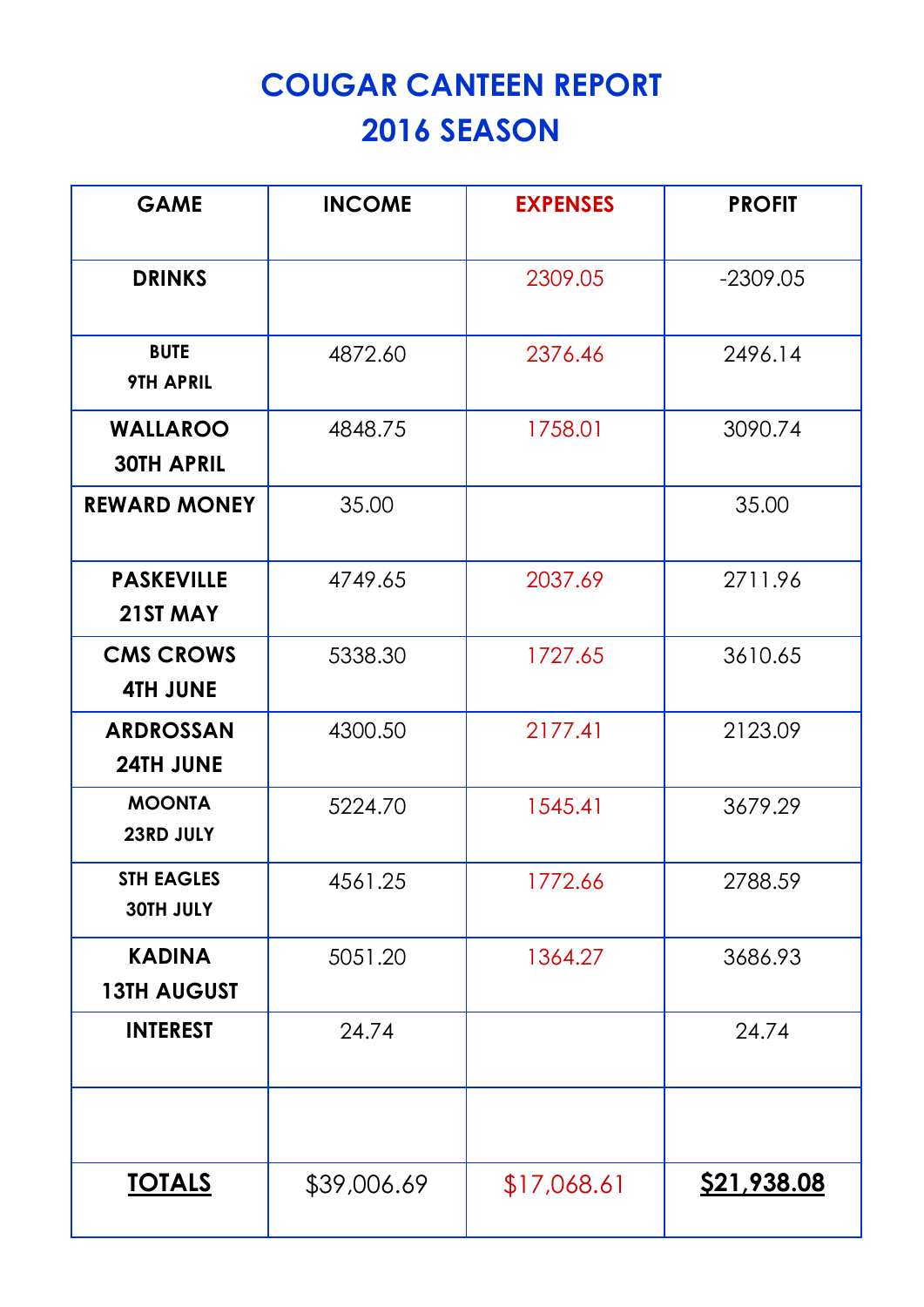# COUGAR CANTEEN REPORT
# 2016 SEASON

| GAME | INCOME | EXPENSES | PROFIT |
|---|---|---|---|
| **DRINKS** | | 2309.05 | -2309.05 |
| **BUTE 9TH APRIL** | 4872.60 | 2376.46 | 2496.14 |
| **WALLAROO 30TH APRIL** | 4848.75 | 1758.01 | 3090.74 |
| **REWARD MONEY** | 35.00 | | 35.00 |
| **PASKEVILLE 21ST MAY** | 4749.65 | 2037.69 | 2711.96 |
| **CMS CROWS 4TH JUNE** | 5338.30 | 1727.65 | 3610.65 |
| **ARDROSSAN 24TH JUNE** | 4300.50 | 2177.41 | 2123.09 |
| **MOONTA 23RD JULY** | 5224.70 | 1545.41 | 3679.29 |
| **STH EAGLES 30TH JULY** | 4561.25 | 1772.66 | 2788.59 |
| **KADINA 13TH AUGUST** | 5051.20 | 1364.27 | 3686.93 |
| **INTEREST** | 24.74 | | 24.74 |
| | | | |
| **TOTALS** | $39,006.69 | $17,068.61 | **$21,938.08** |